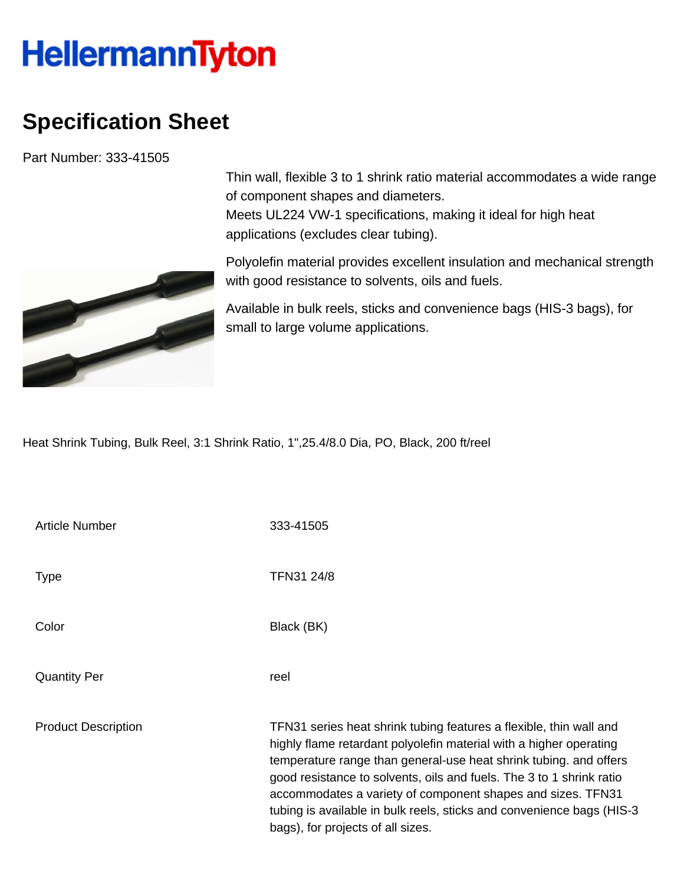HellermannTyton

# Specification Sheet

Part Number: 333-41505

Thin wall, flexible 3 to 1 shrink ratio material accommodates a wide range of component shapes and diameters.
Meets UL224 VW-1 specifications, making it ideal for high heat applications (excludes clear tubing).

Polyolefin material provides excellent insulation and mechanical strength with good resistance to solvents, oils and fuels.

Available in bulk reels, sticks and convenience bags (HIS-3 bags), for small to large volume applications.

Heat Shrink Tubing, Bulk Reel, 3:1 Shrink Ratio, 1",25.4/8.0 Dia, PO, Black, 200 ft/reel

| | |
|---|---|
| Article Number | 333-41505 |
| Type | TFN31 24/8 |
| Color | Black (BK) |
| Quantity Per | reel |
| Product Description | TFN31 series heat shrink tubing features a flexible, thin wall and highly flame retardant polyolefin material with a higher operating temperature range than general-use heat shrink tubing. and offers good resistance to solvents, oils and fuels. The 3 to 1 shrink ratio accommodates a variety of component shapes and sizes. TFN31 tubing is available in bulk reels, sticks and convenience bags (HIS-3 bags), for projects of all sizes. |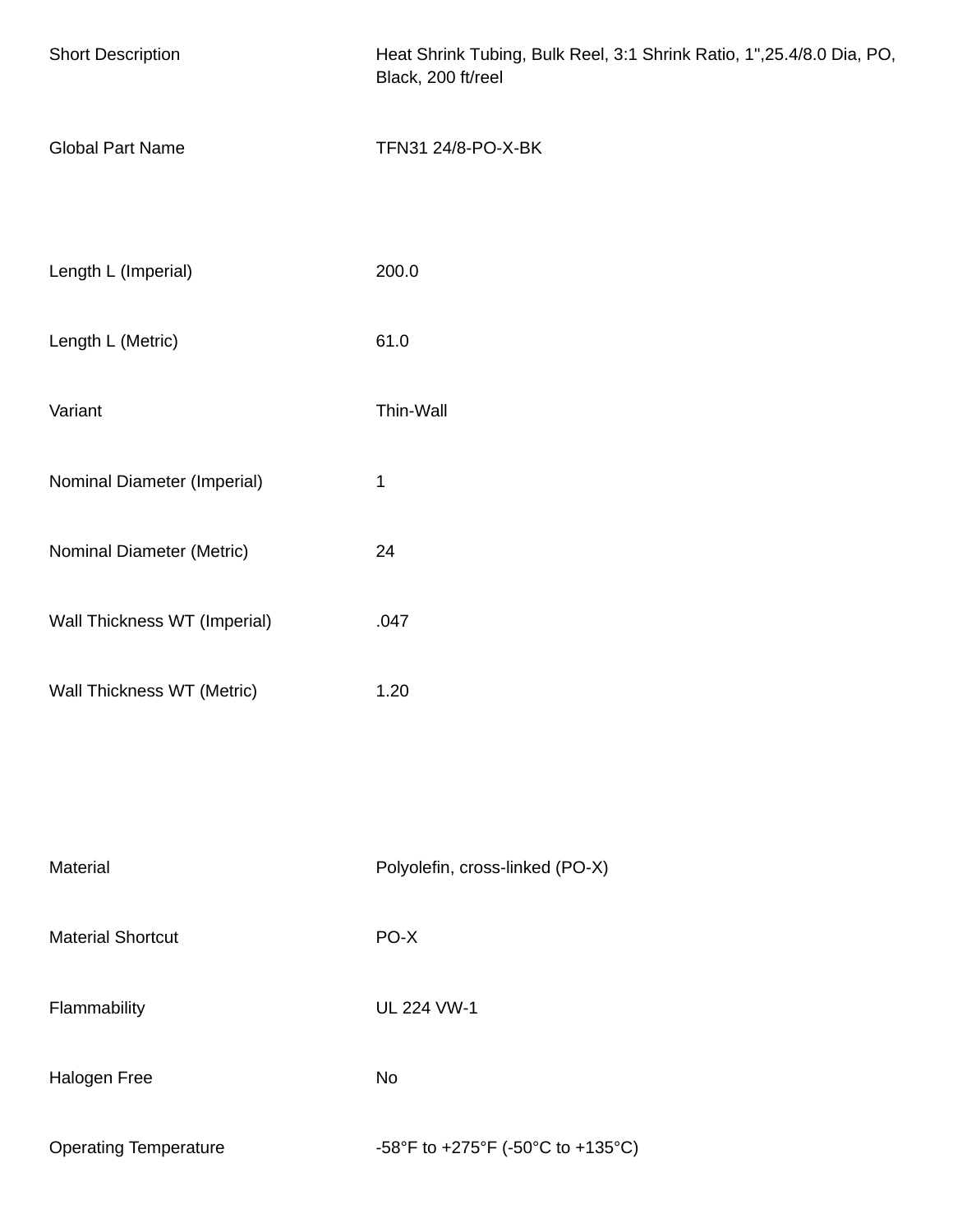| | |
|---|---|
| Short Description | Heat Shrink Tubing, Bulk Reel, 3:1 Shrink Ratio, 1",25.4/8.0 Dia, PO, Black, 200 ft/reel |
| Global Part Name | TFN31 24/8-PO-X-BK |
| Length L (Imperial) | 200.0 |
| Length L (Metric) | 61.0 |
| Variant | Thin-Wall |
| Nominal Diameter (Imperial) | 1 |
| Nominal Diameter (Metric) | 24 |
| Wall Thickness WT (Imperial) | .047 |
| Wall Thickness WT (Metric) | 1.20 |
| Material | Polyolefin, cross-linked (PO-X) |
| Material Shortcut | PO-X |
| Flammability | UL 224 VW-1 |
| Halogen Free | No |
| Operating Temperature | -58°F to +275°F (-50°C to +135°C) |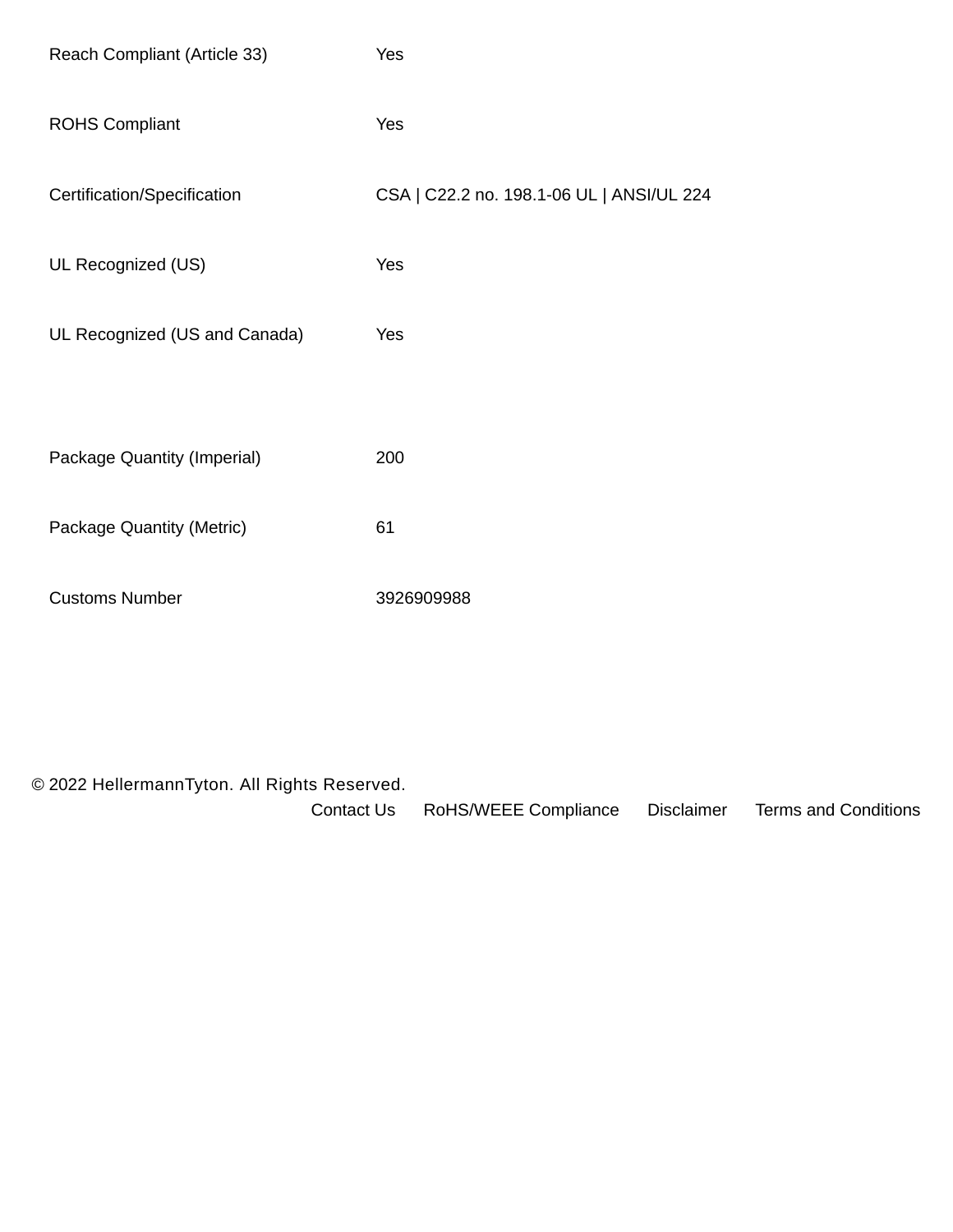| | |
|---|---|
| Reach Compliant (Article 33) | Yes |
| ROHS Compliant | Yes |
| Certification/Specification | CSA \| C22.2 no. 198.1-06 UL \| ANSI/UL 224 |
| UL Recognized (US) | Yes |
| UL Recognized (US and Canada) | Yes |

| | |
|---|---|
| Package Quantity (Imperial) | 200 |
| Package Quantity (Metric) | 61 |
| Customs Number | 3926909988 |

© 2022 HellermannTyton. All Rights Reserved.

Contact Us RoHS/WEEE Compliance Disclaimer Terms and Conditions